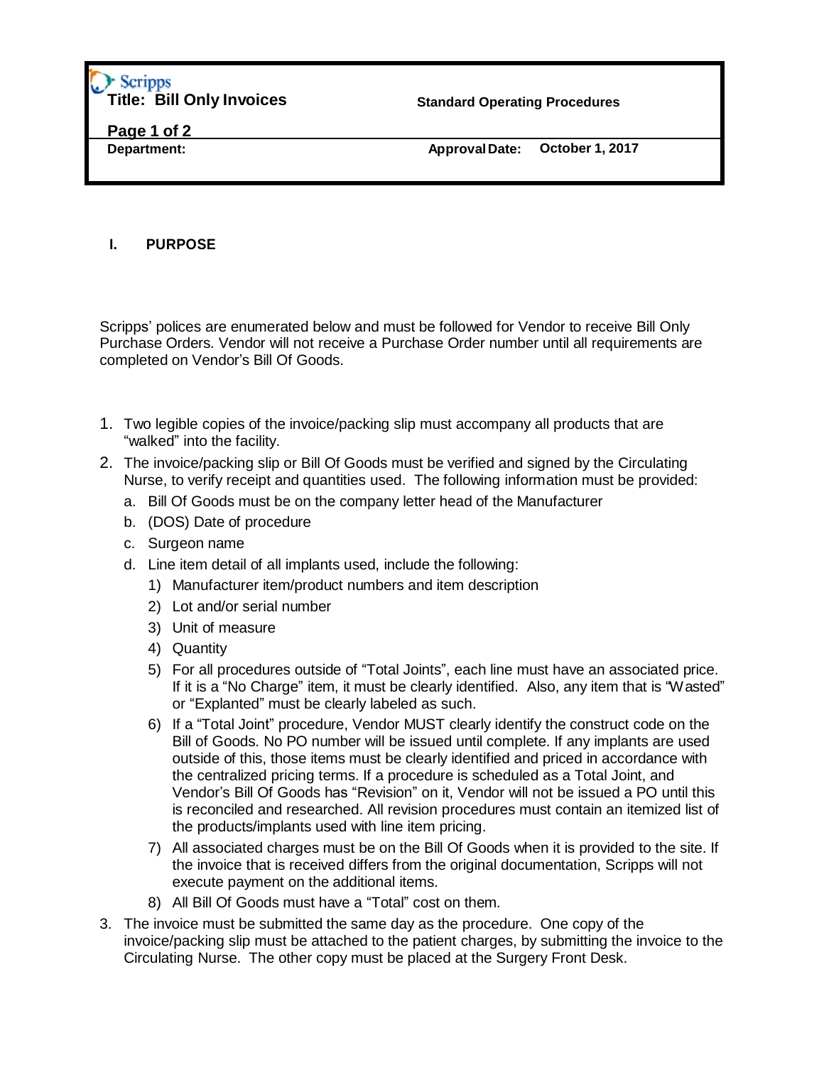Scripps

**Title: Bill Only Invoices** | **Standard Operating Procedures**

**Department:** | **Approval Date: October 1, 2017**

## I. PURPOSE

Scripps' polices are enumerated below and must be followed for Vendor to receive Bill Only Purchase Orders. Vendor will not receive a Purchase Order number until all requirements are completed on Vendor's Bill Of Goods.

1. Two legible copies of the invoice/packing slip must accompany all products that are "walked" into the facility.
2. The invoice/packing slip or Bill Of Goods must be verified and signed by the Circulating Nurse, to verify receipt and quantities used. The following information must be provided:
   a. Bill Of Goods must be on the company letter head of the Manufacturer
   b. (DOS) Date of procedure
   c. Surgeon name
   d. Line item detail of all implants used, include the following:
      1) Manufacturer item/product numbers and item description
      2) Lot and/or serial number
      3) Unit of measure
      4) Quantity
      5) For all procedures outside of "Total Joints", each line must have an associated price. If it is a "No Charge" item, it must be clearly identified. Also, any item that is "Wasted" or "Explanted" must be clearly labeled as such.
      6) If a "Total Joint" procedure, Vendor MUST clearly identify the construct code on the Bill of Goods. No PO number will be issued until complete. If any implants are used outside of this, those items must be clearly identified and priced in accordance with the centralized pricing terms. If a procedure is scheduled as a Total Joint, and Vendor's Bill Of Goods has "Revision" on it, Vendor will not be issued a PO until this is reconciled and researched. All revision procedures must contain an itemized list of the products/implants used with line item pricing.
      7) All associated charges must be on the Bill Of Goods when it is provided to the site. If the invoice that is received differs from the original documentation, Scripps will not execute payment on the additional items.
      8) All Bill Of Goods must have a "Total" cost on them.
3. The invoice must be submitted the same day as the procedure. One copy of the invoice/packing slip must be attached to the patient charges, by submitting the invoice to the Circulating Nurse. The other copy must be placed at the Surgery Front Desk.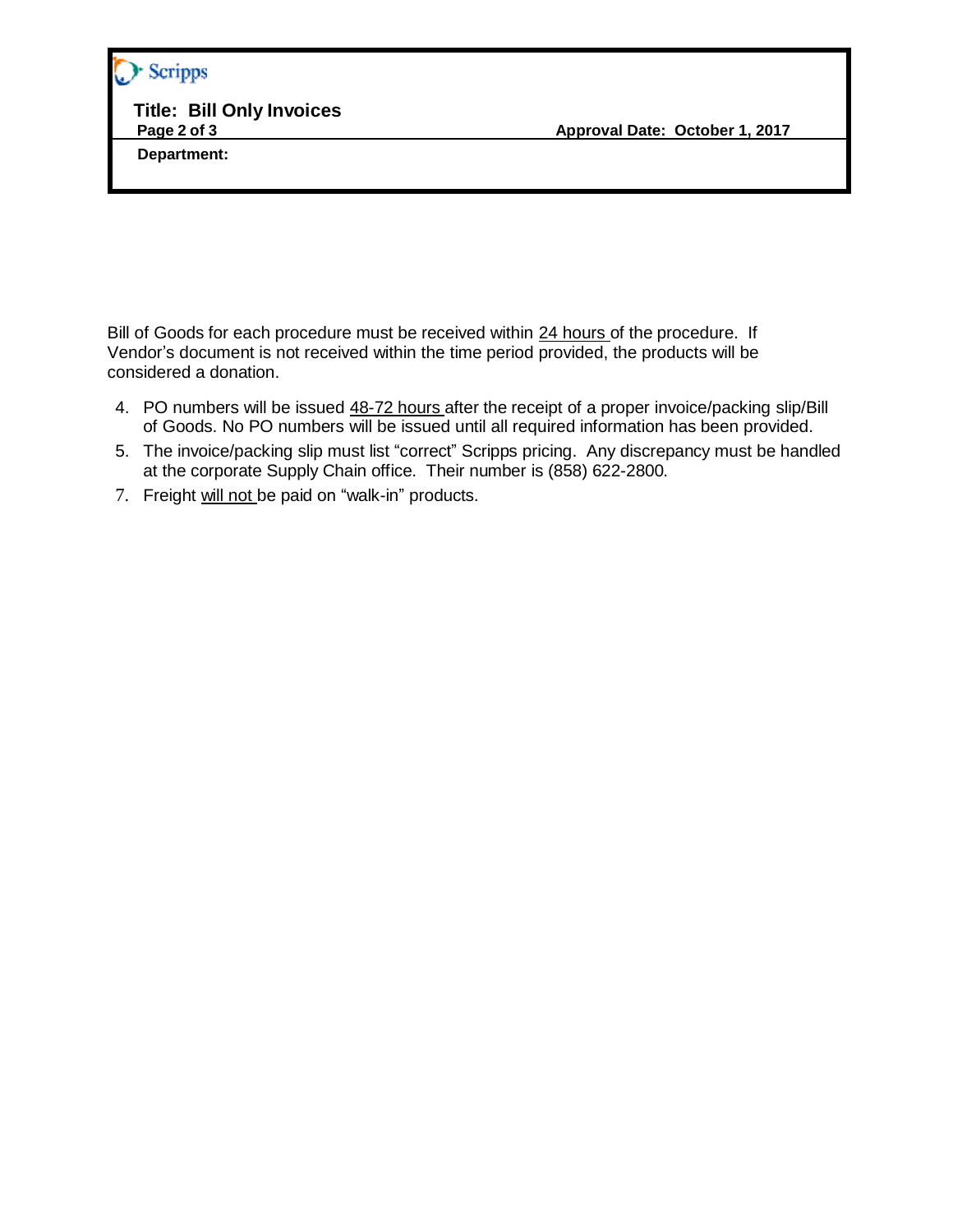Bill of Goods for each procedure must be received within <u>24 hours</u> of the procedure. If Vendor's document is not received within the time period provided, the products will be considered a donation.

4. PO numbers will be issued <u>48-72 hours</u> after the receipt of a proper invoice/packing slip/Bill of Goods. No PO numbers will be issued until all required information has been provided.
5. The invoice/packing slip must list "correct" Scripps pricing. Any discrepancy must be handled at the corporate Supply Chain office. Their number is (858) 622-2800.
7. Freight <u>will not</u> be paid on "walk-in" products.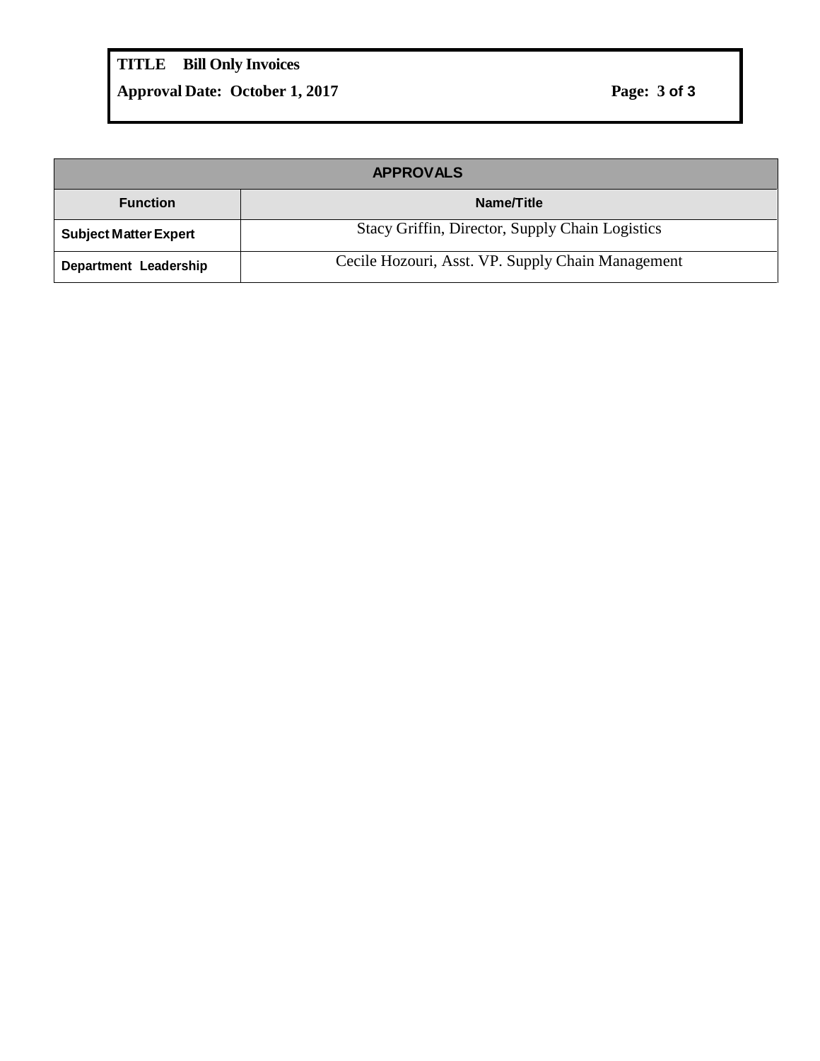| APPROVALS | |
|---|---|
| **Function** | **Name/Title** |
| **Subject Matter Expert** | Stacy Griffin, Director, Supply Chain Logistics |
| **Department Leadership** | Cecile Hozouri, Asst. VP. Supply Chain Management |